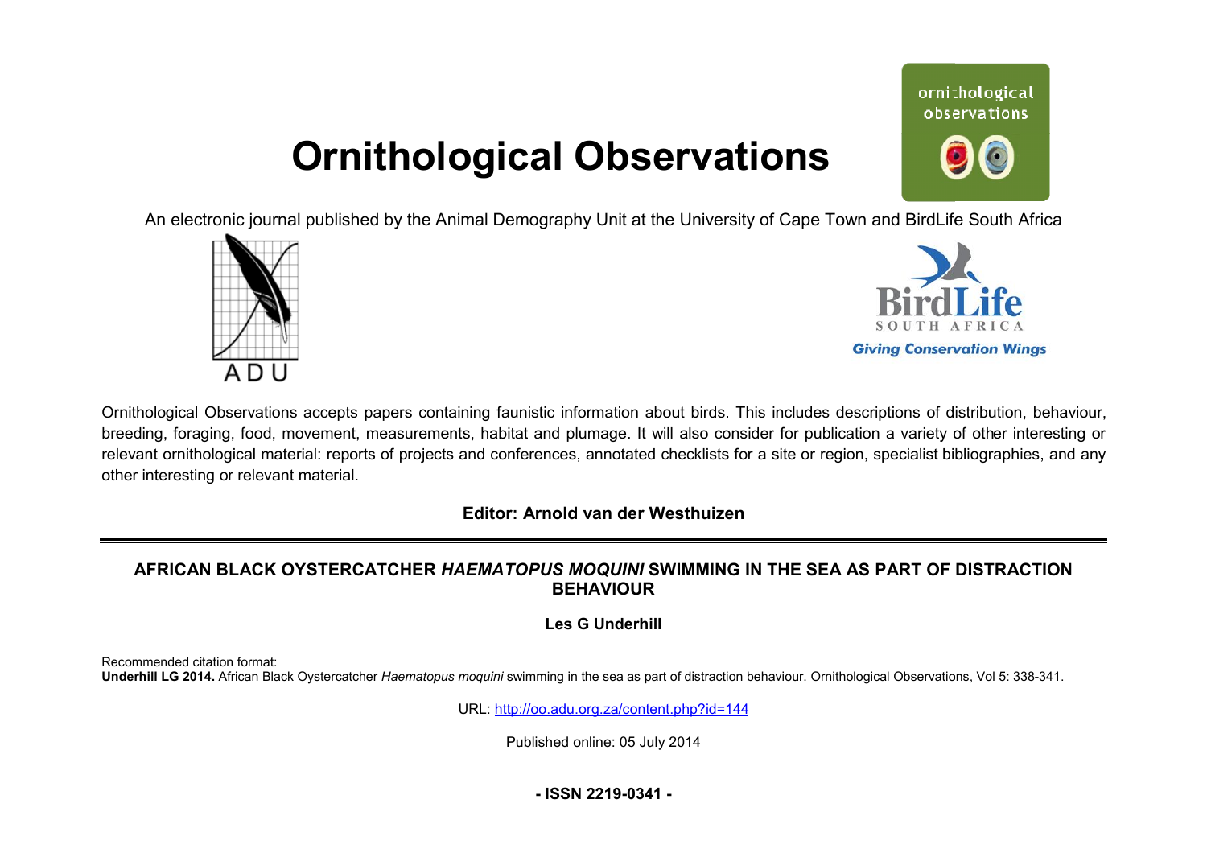# Ornithological Observations

An electronic journal published by the Animal Demography Unit at the University of Cape Town and BirdLife South Africa

Ornithological Observations accepts papers containing faunistic information about birds. This includes descriptions of distribution, behaviour, breeding, foraging, food, movement, measurements, habitat and plumage. It will also consider for publication a variety of other interesting or relevant ornithological material: reports of projects and conferences, annotated checklists for a site or region, specialist bibliographies, and any other interesting or relevant material.

**Editor: Arnold van der Westhuizen**

---

## AFRICAN BLACK OYSTERCATCHER *HAEMATOPUS MOQUINI* SWIMMING IN THE SEA AS PART OF DISTRACTION BEHAVIOUR

**Les G Underhill**

Recommended citation format:
**Underhill LG 2014.** African Black Oystercatcher *Haematopus moquini* swimming in the sea as part of distraction behaviour. Ornithological Observations, Vol 5: 338-341.

URL: http://oo.adu.org.za/content.php?id=144

Published online: 05 July 2014

**- ISSN 2219-0341 -**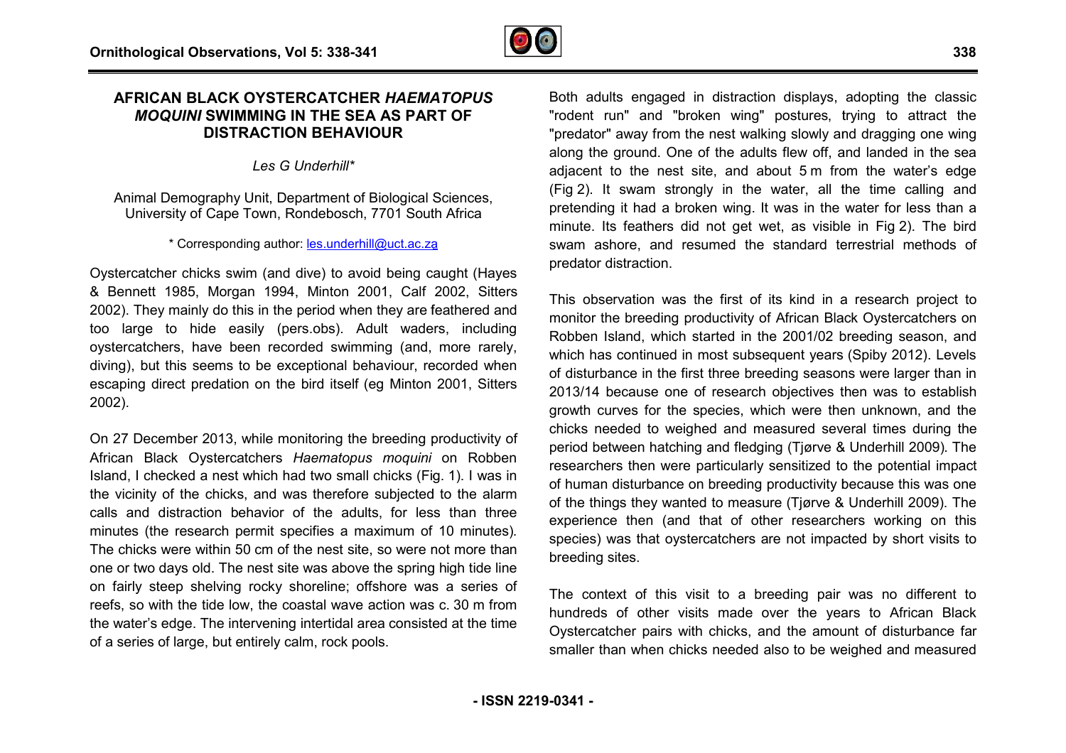# AFRICAN BLACK OYSTERCATCHER *HAEMATOPUS MOQUINI* SWIMMING IN THE SEA AS PART OF DISTRACTION BEHAVIOUR

*Les G Underhill\**

Animal Demography Unit, Department of Biological Sciences, University of Cape Town, Rondebosch, 7701 South Africa

\* Corresponding author: les.underhill@uct.ac.za

Oystercatcher chicks swim (and dive) to avoid being caught (Hayes & Bennett 1985, Morgan 1994, Minton 2001, Calf 2002, Sitters 2002). They mainly do this in the period when they are feathered and too large to hide easily (pers.obs). Adult waders, including oystercatchers, have been recorded swimming (and, more rarely, diving), but this seems to be exceptional behaviour, recorded when escaping direct predation on the bird itself (eg Minton 2001, Sitters 2002).

On 27 December 2013, while monitoring the breeding productivity of African Black Oystercatchers *Haematopus moquini* on Robben Island, I checked a nest which had two small chicks (Fig. 1). I was in the vicinity of the chicks, and was therefore subjected to the alarm calls and distraction behavior of the adults, for less than three minutes (the research permit specifies a maximum of 10 minutes). The chicks were within 50 cm of the nest site, so were not more than one or two days old. The nest site was above the spring high tide line on fairly steep shelving rocky shoreline; offshore was a series of reefs, so with the tide low, the coastal wave action was c. 30 m from the water's edge. The intervening intertidal area consisted at the time of a series of large, but entirely calm, rock pools.

Both adults engaged in distraction displays, adopting the classic "rodent run" and "broken wing" postures, trying to attract the "predator" away from the nest walking slowly and dragging one wing along the ground. One of the adults flew off, and landed in the sea adjacent to the nest site, and about 5 m from the water's edge (Fig 2). It swam strongly in the water, all the time calling and pretending it had a broken wing. It was in the water for less than a minute. Its feathers did not get wet, as visible in Fig 2). The bird swam ashore, and resumed the standard terrestrial methods of predator distraction.

This observation was the first of its kind in a research project to monitor the breeding productivity of African Black Oystercatchers on Robben Island, which started in the 2001/02 breeding season, and which has continued in most subsequent years (Spiby 2012). Levels of disturbance in the first three breeding seasons were larger than in 2013/14 because one of research objectives then was to establish growth curves for the species, which were then unknown, and the chicks needed to weighed and measured several times during the period between hatching and fledging (Tjørve & Underhill 2009). The researchers then were particularly sensitized to the potential impact of human disturbance on breeding productivity because this was one of the things they wanted to measure (Tjørve & Underhill 2009). The experience then (and that of other researchers working on this species) was that oystercatchers are not impacted by short visits to breeding sites.

The context of this visit to a breeding pair was no different to hundreds of other visits made over the years to African Black Oystercatcher pairs with chicks, and the amount of disturbance far smaller than when chicks needed also to be weighed and measured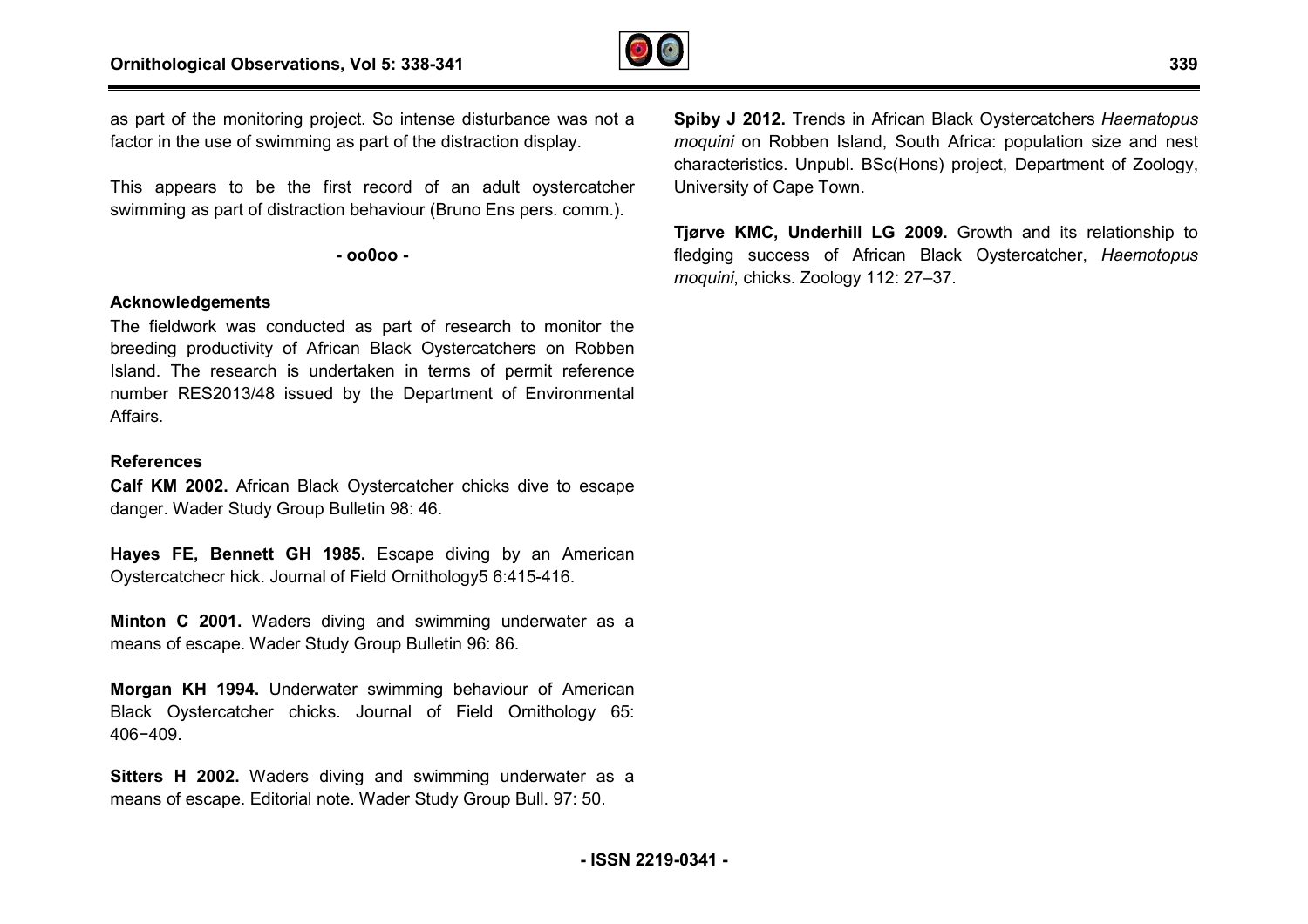as part of the monitoring project. So intense disturbance was not a factor in the use of swimming as part of the distraction display.

This appears to be the first record of an adult oystercatcher swimming as part of distraction behaviour (Bruno Ens pers. comm.).

**- oo0oo -**

## Acknowledgements

The fieldwork was conducted as part of research to monitor the breeding productivity of African Black Oystercatchers on Robben Island. The research is undertaken in terms of permit reference number RES2013/48 issued by the Department of Environmental Affairs.

## References

**Calf KM 2002.** African Black Oystercatcher chicks dive to escape danger. Wader Study Group Bulletin 98: 46.

**Hayes FE, Bennett GH 1985.** Escape diving by an American Oystercatchecr hick. Journal of Field Ornithology5 6:415-416.

**Minton C 2001.** Waders diving and swimming underwater as a means of escape. Wader Study Group Bulletin 96: 86.

**Morgan KH 1994.** Underwater swimming behaviour of American Black Oystercatcher chicks. Journal of Field Ornithology 65: 406−409.

**Sitters H 2002.** Waders diving and swimming underwater as a means of escape. Editorial note. Wader Study Group Bull. 97: 50.

**Spiby J 2012.** Trends in African Black Oystercatchers *Haematopus moquini* on Robben Island, South Africa: population size and nest characteristics. Unpubl. BSc(Hons) project, Department of Zoology, University of Cape Town.

**Tjørve KMC, Underhill LG 2009.** Growth and its relationship to fledging success of African Black Oystercatcher, *Haemotopus moquini*, chicks. Zoology 112: 27–37.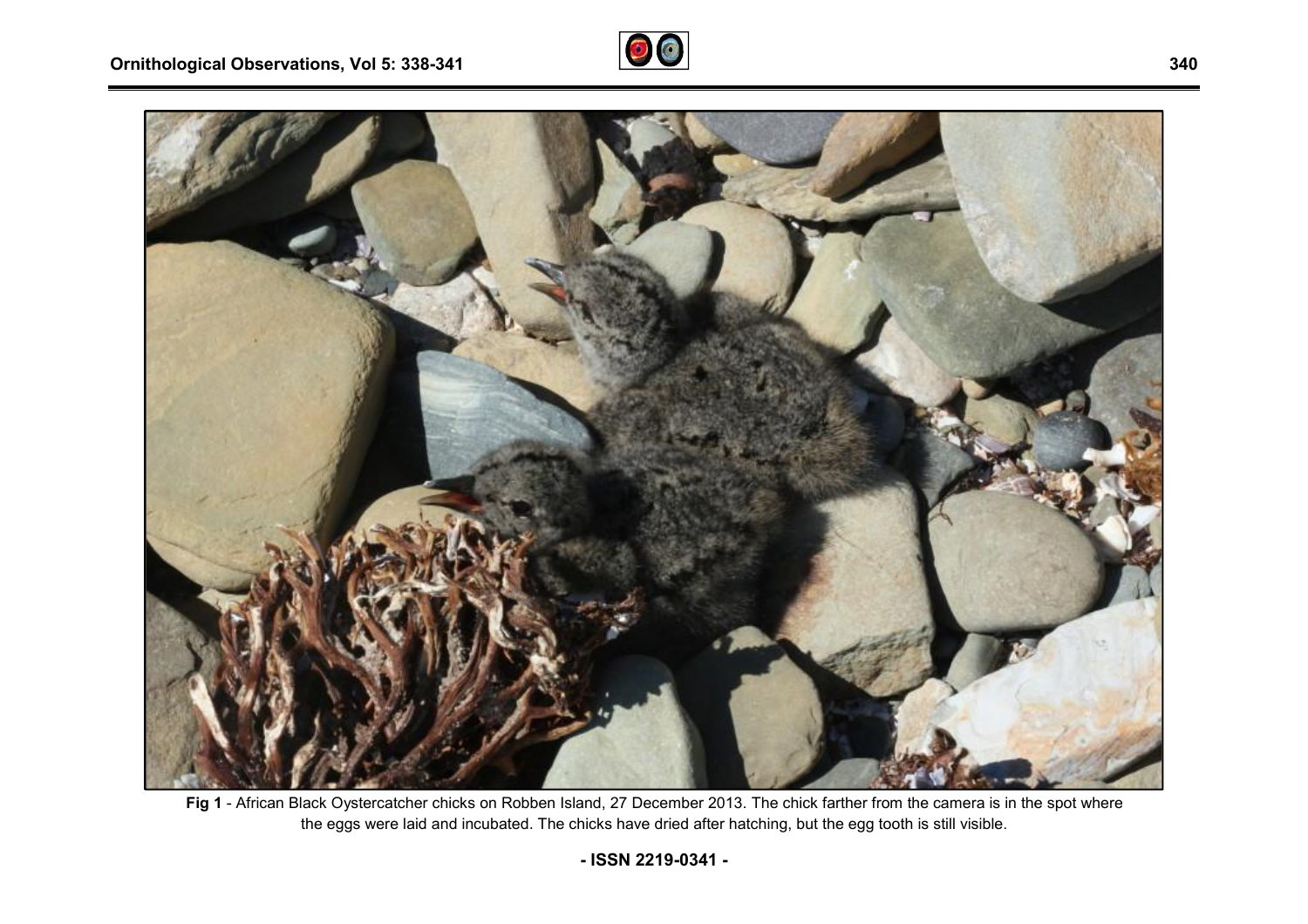**Fig 1** - African Black Oystercatcher chicks on Robben Island, 27 December 2013. The chick farther from the camera is in the spot where the eggs were laid and incubated. The chicks have dried after hatching, but the egg tooth is still visible.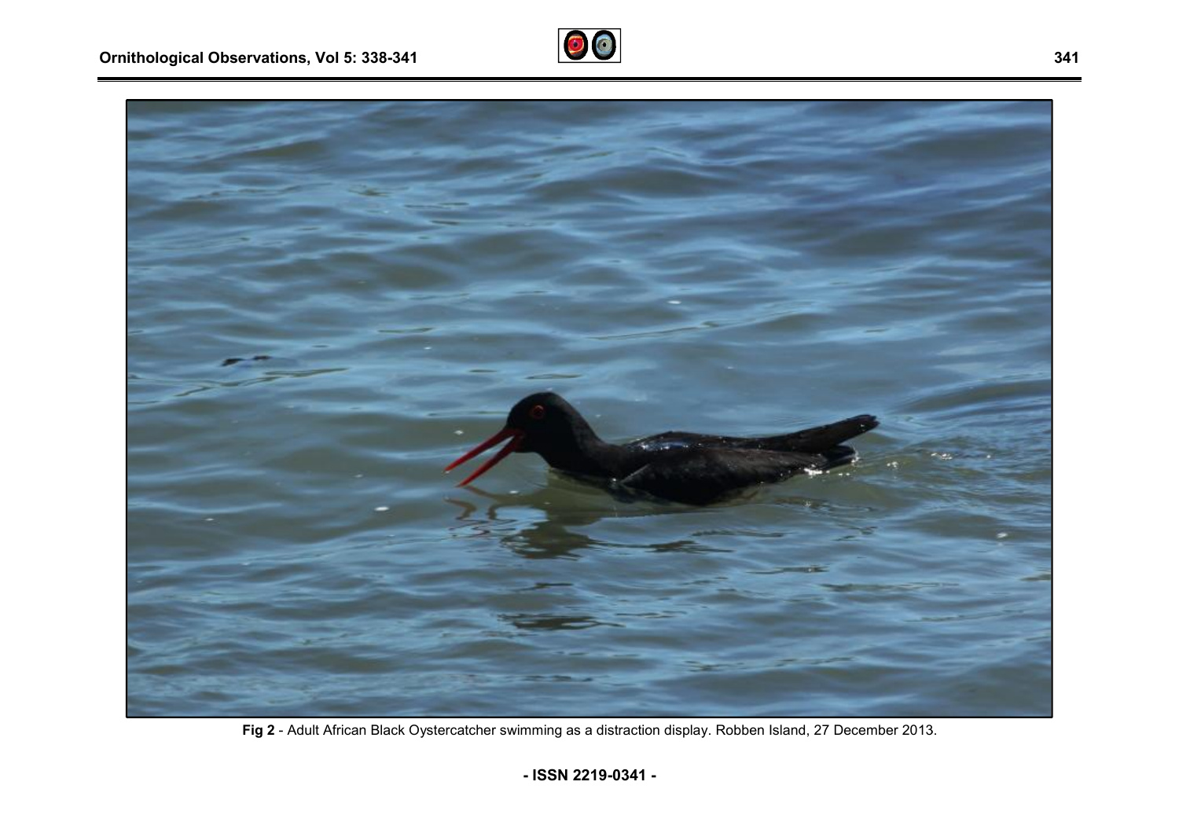**Fig 2** - Adult African Black Oystercatcher swimming as a distraction display. Robben Island, 27 December 2013.

**- ISSN 2219-0341 -**